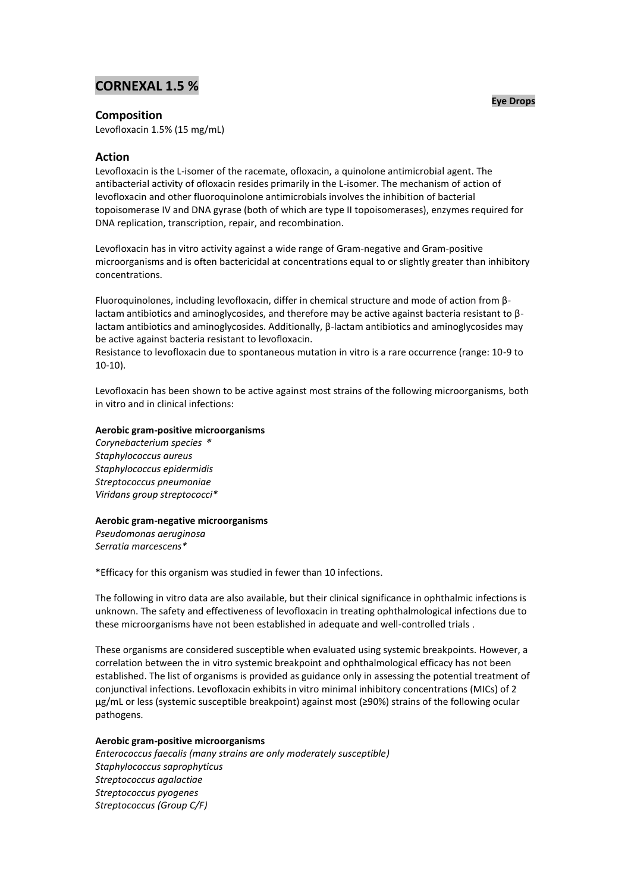# CORNEXAL 1.5 %

**Eye Drops**

## Composition

Levofloxacin 1.5% (15 mg/mL)

## Action

Levofloxacin is the L-isomer of the racemate, ofloxacin, a quinolone antimicrobial agent. The antibacterial activity of ofloxacin resides primarily in the L-isomer. The mechanism of action of levofloxacin and other fluoroquinolone antimicrobials involves the inhibition of bacterial topoisomerase IV and DNA gyrase (both of which are type II topoisomerases), enzymes required for DNA replication, transcription, repair, and recombination.

Levofloxacin has in vitro activity against a wide range of Gram-negative and Gram-positive microorganisms and is often bactericidal at concentrations equal to or slightly greater than inhibitory concentrations.

Fluoroquinolones, including levofloxacin, differ in chemical structure and mode of action from β-lactam antibiotics and aminoglycosides, and therefore may be active against bacteria resistant to β-lactam antibiotics and aminoglycosides. Additionally, β-lactam antibiotics and aminoglycosides may be active against bacteria resistant to levofloxacin.
Resistance to levofloxacin due to spontaneous mutation in vitro is a rare occurrence (range: $10^{-9}$ to $10^{-10}$).

Levofloxacin has been shown to be active against most strains of the following microorganisms, both in vitro and in clinical infections:

**Aerobic gram-positive microorganisms**

*Corynebacterium species* *
*Staphylococcus aureus*
*Staphylococcus epidermidis*
*Streptococcus pneumoniae*
*Viridans group streptococci**

**Aerobic gram-negative microorganisms**

*Pseudomonas aeruginosa*
*Serratia marcescens**

*Efficacy for this organism was studied in fewer than 10 infections.

The following in vitro data are also available, but their clinical significance in ophthalmic infections is unknown. The safety and effectiveness of levofloxacin in treating ophthalmological infections due to these microorganisms have not been established in adequate and well-controlled trials .

These organisms are considered susceptible when evaluated using systemic breakpoints. However, a correlation between the in vitro systemic breakpoint and ophthalmological efficacy has not been established. The list of organisms is provided as guidance only in assessing the potential treatment of conjunctival infections. Levofloxacin exhibits in vitro minimal inhibitory concentrations (MICs) of 2 μg/mL or less (systemic susceptible breakpoint) against most (≥90%) strains of the following ocular pathogens.

**Aerobic gram-positive microorganisms**

*Enterococcus faecalis (many strains are only moderately susceptible)*
*Staphylococcus saprophyticus*
*Streptococcus agalactiae*
*Streptococcus pyogenes*
*Streptococcus (Group C/F)*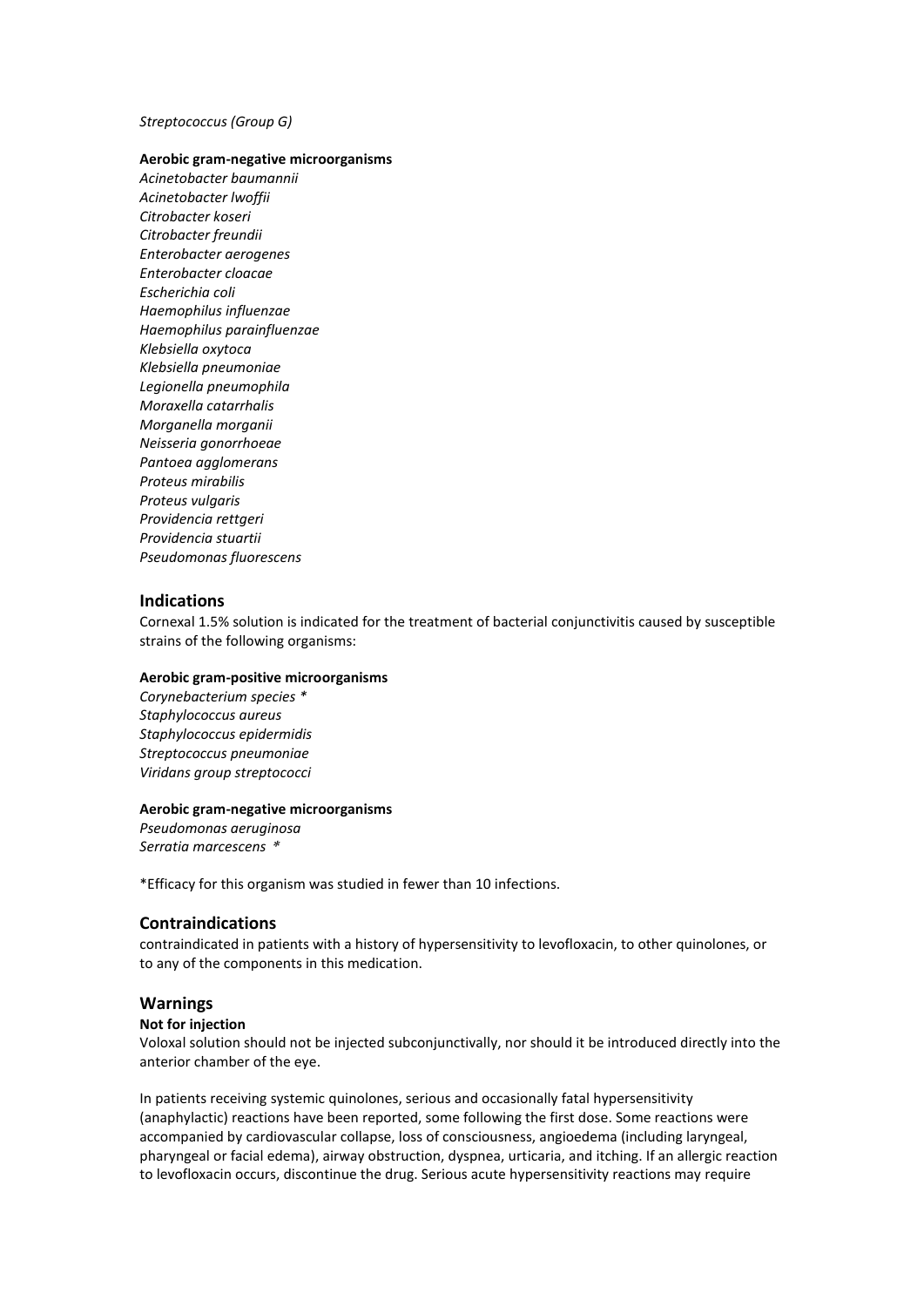*Streptococcus (Group G)*

**Aerobic gram-negative microorganisms**

*Acinetobacter baumannii*
*Acinetobacter lwoffii*
*Citrobacter koseri*
*Citrobacter freundii*
*Enterobacter aerogenes*
*Enterobacter cloacae*
*Escherichia coli*
*Haemophilus influenzae*
*Haemophilus parainfluenzae*
*Klebsiella oxytoca*
*Klebsiella pneumoniae*
*Legionella pneumophila*
*Moraxella catarrhalis*
*Morganella morganii*
*Neisseria gonorrhoeae*
*Pantoea agglomerans*
*Proteus mirabilis*
*Proteus vulgaris*
*Providencia rettgeri*
*Providencia stuartii*
*Pseudomonas fluorescens*

## Indications

Cornexal 1.5% solution is indicated for the treatment of bacterial conjunctivitis caused by susceptible strains of the following organisms:

**Aerobic gram-positive microorganisms**

*Corynebacterium species **
*Staphylococcus aureus*
*Staphylococcus epidermidis*
*Streptococcus pneumoniae*
*Viridans group streptococci*

**Aerobic gram-negative microorganisms**

*Pseudomonas aeruginosa*
*Serratia marcescens **

*Efficacy for this organism was studied in fewer than 10 infections.

## Contraindications

contraindicated in patients with a history of hypersensitivity to levofloxacin, to other quinolones, or to any of the components in this medication.

## Warnings

**Not for injection**

Voloxal solution should not be injected subconjunctivally, nor should it be introduced directly into the anterior chamber of the eye.

In patients receiving systemic quinolones, serious and occasionally fatal hypersensitivity (anaphylactic) reactions have been reported, some following the first dose. Some reactions were accompanied by cardiovascular collapse, loss of consciousness, angioedema (including laryngeal, pharyngeal or facial edema), airway obstruction, dyspnea, urticaria, and itching. If an allergic reaction to levofloxacin occurs, discontinue the drug. Serious acute hypersensitivity reactions may require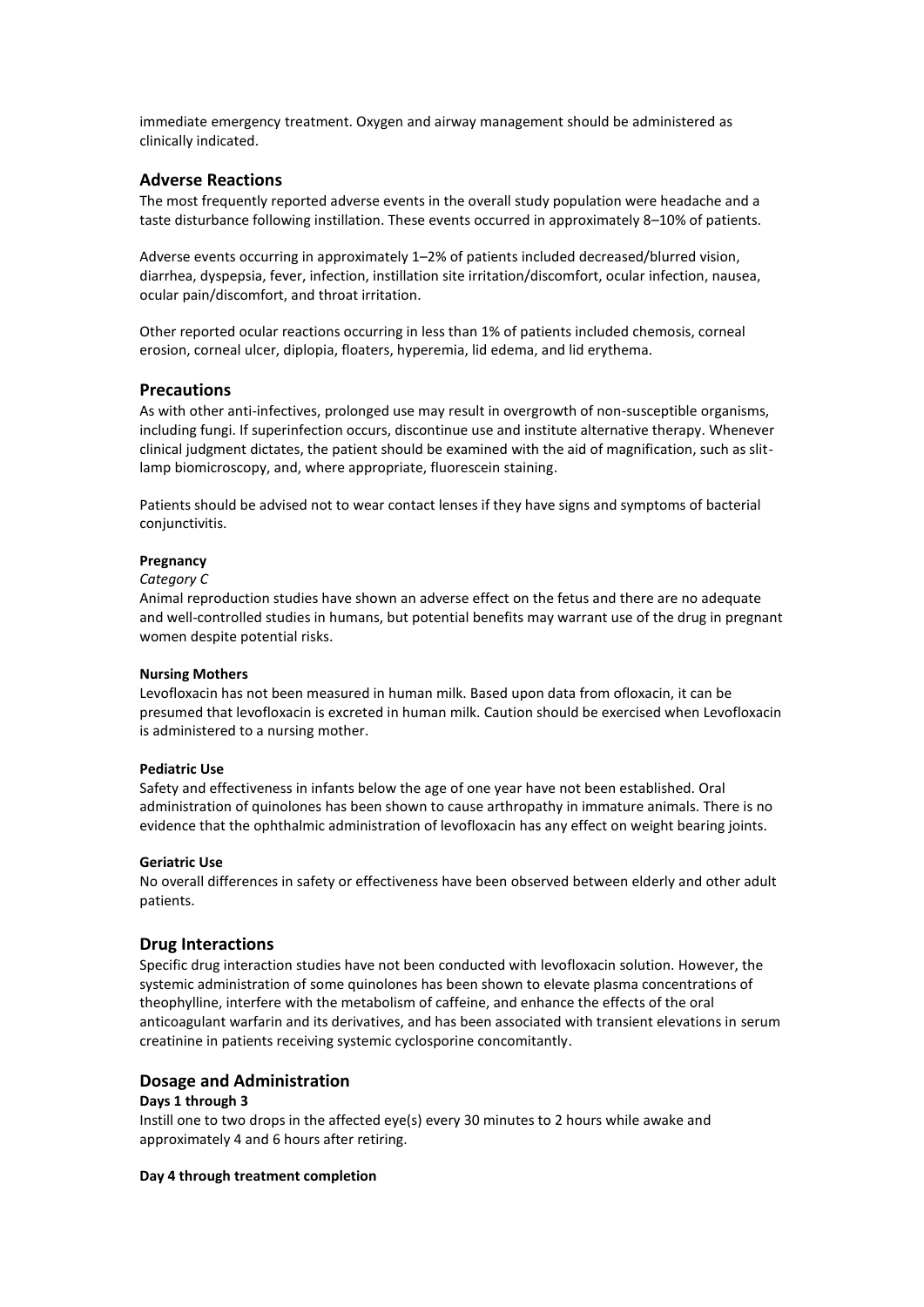immediate emergency treatment. Oxygen and airway management should be administered as clinically indicated.

## Adverse Reactions

The most frequently reported adverse events in the overall study population were headache and a taste disturbance following instillation. These events occurred in approximately 8–10% of patients.

Adverse events occurring in approximately 1–2% of patients included decreased/blurred vision, diarrhea, dyspepsia, fever, infection, instillation site irritation/discomfort, ocular infection, nausea, ocular pain/discomfort, and throat irritation.

Other reported ocular reactions occurring in less than 1% of patients included chemosis, corneal erosion, corneal ulcer, diplopia, floaters, hyperemia, lid edema, and lid erythema.

## Precautions

As with other anti-infectives, prolonged use may result in overgrowth of non-susceptible organisms, including fungi. If superinfection occurs, discontinue use and institute alternative therapy. Whenever clinical judgment dictates, the patient should be examined with the aid of magnification, such as slit-lamp biomicroscopy, and, where appropriate, fluorescein staining.

Patients should be advised not to wear contact lenses if they have signs and symptoms of bacterial conjunctivitis.

**Pregnancy**

*Category C*

Animal reproduction studies have shown an adverse effect on the fetus and there are no adequate and well-controlled studies in humans, but potential benefits may warrant use of the drug in pregnant women despite potential risks.

**Nursing Mothers**

Levofloxacin has not been measured in human milk. Based upon data from ofloxacin, it can be presumed that levofloxacin is excreted in human milk. Caution should be exercised when Levofloxacin is administered to a nursing mother.

**Pediatric Use**

Safety and effectiveness in infants below the age of one year have not been established. Oral administration of quinolones has been shown to cause arthropathy in immature animals. There is no evidence that the ophthalmic administration of levofloxacin has any effect on weight bearing joints.

**Geriatric Use**

No overall differences in safety or effectiveness have been observed between elderly and other adult patients.

## Drug Interactions

Specific drug interaction studies have not been conducted with levofloxacin solution. However, the systemic administration of some quinolones has been shown to elevate plasma concentrations of theophylline, interfere with the metabolism of caffeine, and enhance the effects of the oral anticoagulant warfarin and its derivatives, and has been associated with transient elevations in serum creatinine in patients receiving systemic cyclosporine concomitantly.

## Dosage and Administration

**Days 1 through 3**

Instill one to two drops in the affected eye(s) every 30 minutes to 2 hours while awake and approximately 4 and 6 hours after retiring.

**Day 4 through treatment completion**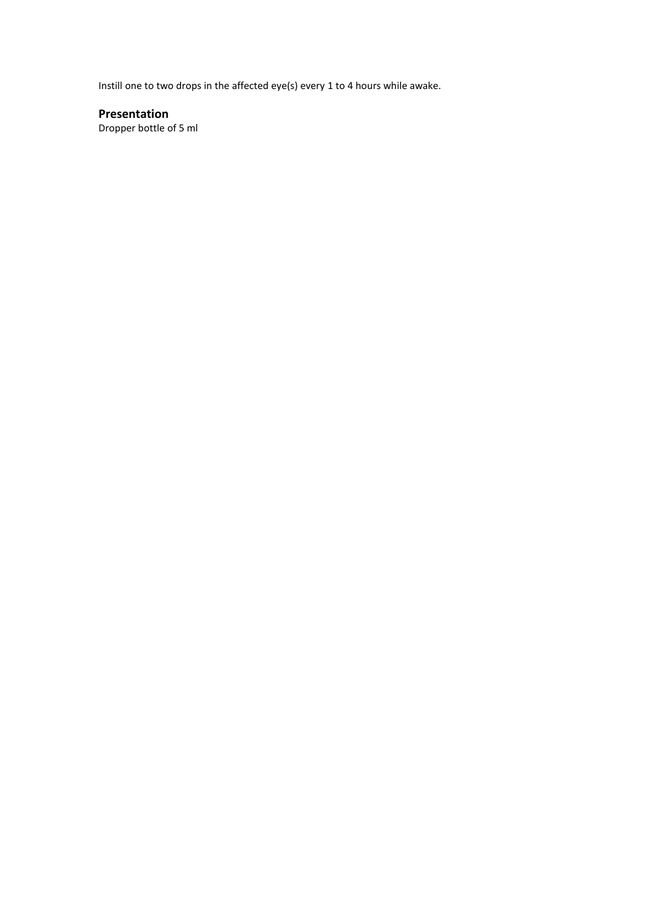Instill one to two drops in the affected eye(s) every 1 to 4 hours while awake.

## Presentation

Dropper bottle of 5 ml